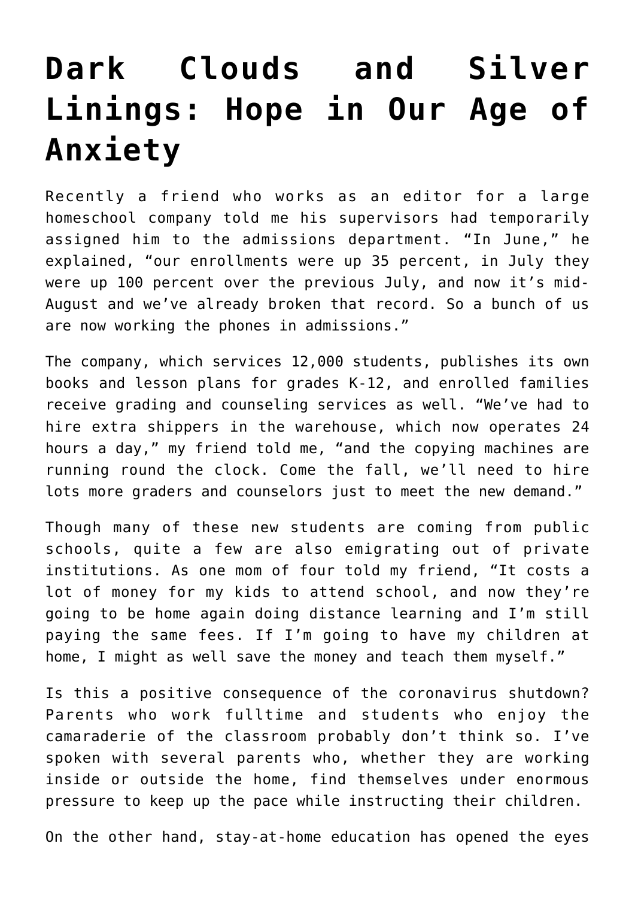# Dark Clouds and Silver Linings: Hope in Our Age of Anxiety

Recently a friend who works as an editor for a large homeschool company told me his supervisors had temporarily assigned him to the admissions department. "In June," he explained, "our enrollments were up 35 percent, in July they were up 100 percent over the previous July, and now it's mid-August and we've already broken that record. So a bunch of us are now working the phones in admissions."

The company, which services 12,000 students, publishes its own books and lesson plans for grades K-12, and enrolled families receive grading and counseling services as well. "We've had to hire extra shippers in the warehouse, which now operates 24 hours a day," my friend told me, "and the copying machines are running round the clock. Come the fall, we'll need to hire lots more graders and counselors just to meet the new demand."

Though many of these new students are coming from public schools, quite a few are also emigrating out of private institutions. As one mom of four told my friend, "It costs a lot of money for my kids to attend school, and now they're going to be home again doing distance learning and I'm still paying the same fees. If I'm going to have my children at home, I might as well save the money and teach them myself."

Is this a positive consequence of the coronavirus shutdown? Parents who work fulltime and students who enjoy the camaraderie of the classroom probably don't think so. I've spoken with several parents who, whether they are working inside or outside the home, find themselves under enormous pressure to keep up the pace while instructing their children.

On the other hand, stay-at-home education has opened the eyes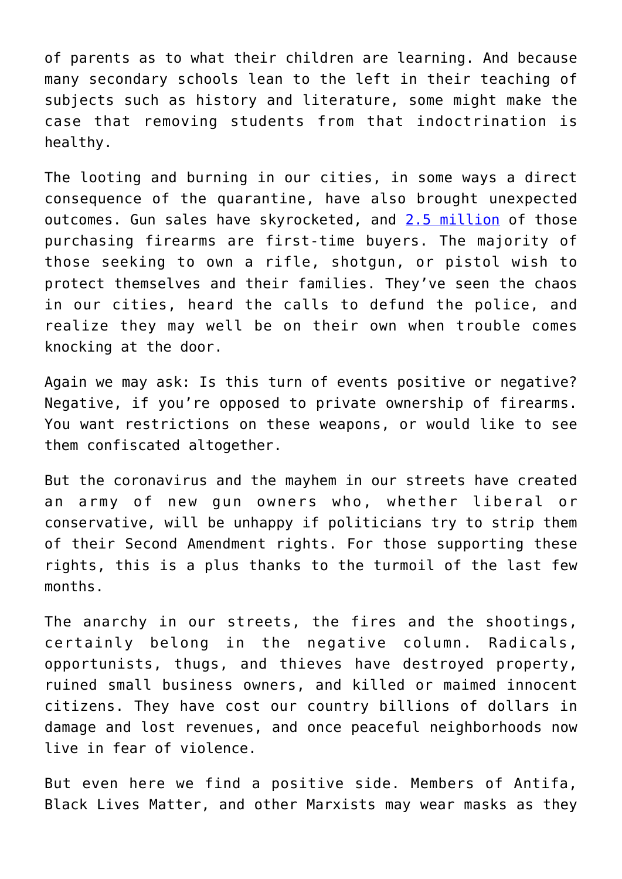of parents as to what their children are learning. And because many secondary schools lean to the left in their teaching of subjects such as history and literature, some might make the case that removing students from that indoctrination is healthy.

The looting and burning in our cities, in some ways a direct consequence of the quarantine, have also brought unexpected outcomes. Gun sales have skyrocketed, and 2.5 million of those purchasing firearms are first-time buyers. The majority of those seeking to own a rifle, shotgun, or pistol wish to protect themselves and their families. They've seen the chaos in our cities, heard the calls to defund the police, and realize they may well be on their own when trouble comes knocking at the door.

Again we may ask: Is this turn of events positive or negative? Negative, if you're opposed to private ownership of firearms. You want restrictions on these weapons, or would like to see them confiscated altogether.

But the coronavirus and the mayhem in our streets have created an army of new gun owners who, whether liberal or conservative, will be unhappy if politicians try to strip them of their Second Amendment rights. For those supporting these rights, this is a plus thanks to the turmoil of the last few months.

The anarchy in our streets, the fires and the shootings, certainly belong in the negative column. Radicals, opportunists, thugs, and thieves have destroyed property, ruined small business owners, and killed or maimed innocent citizens. They have cost our country billions of dollars in damage and lost revenues, and once peaceful neighborhoods now live in fear of violence.

But even here we find a positive side. Members of Antifa, Black Lives Matter, and other Marxists may wear masks as they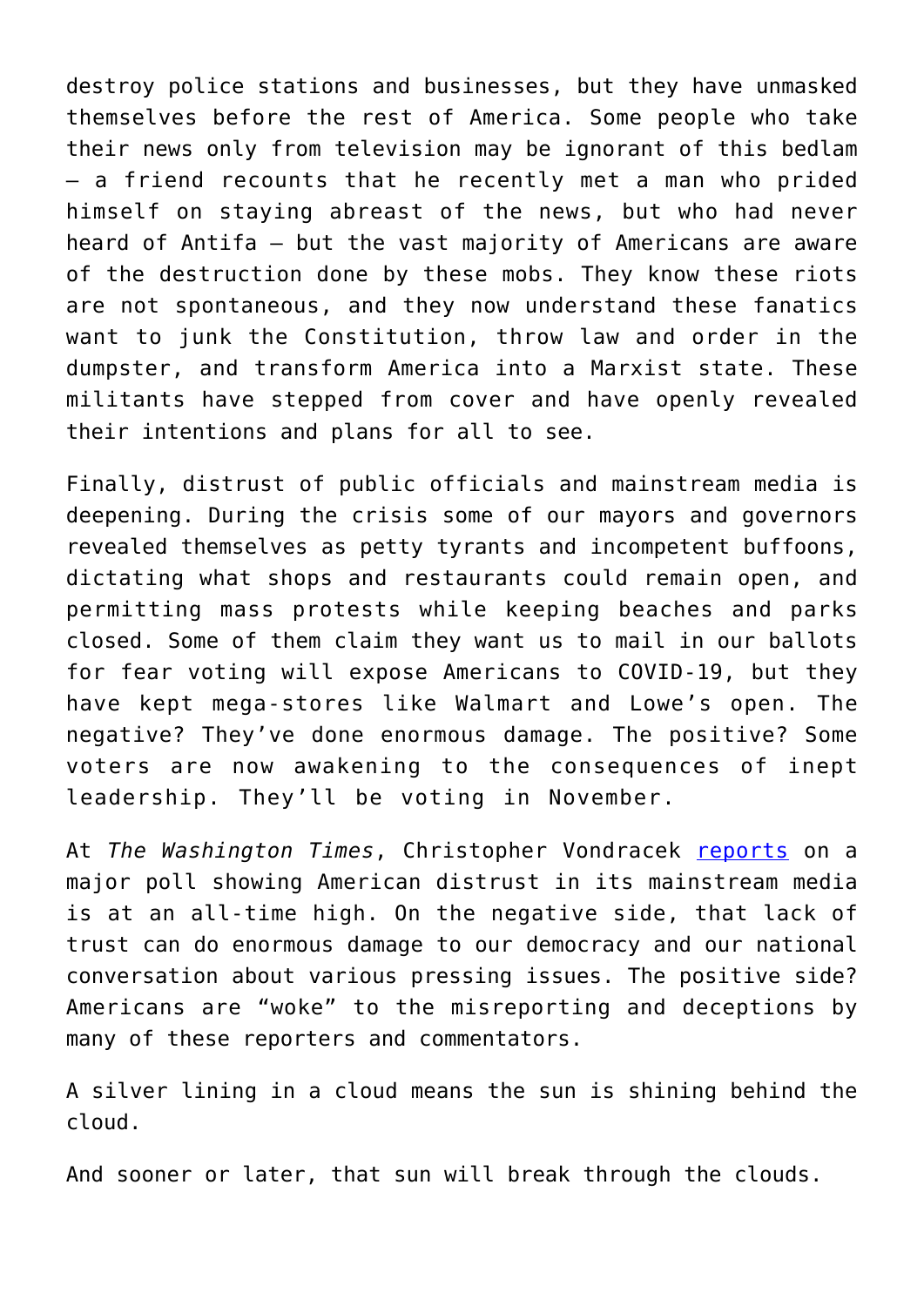destroy police stations and businesses, but they have unmasked themselves before the rest of America. Some people who take their news only from television may be ignorant of this bedlam – a friend recounts that he recently met a man who prided himself on staying abreast of the news, but who had never heard of Antifa – but the vast majority of Americans are aware of the destruction done by these mobs. They know these riots are not spontaneous, and they now understand these fanatics want to junk the Constitution, throw law and order in the dumpster, and transform America into a Marxist state. These militants have stepped from cover and have openly revealed their intentions and plans for all to see.

Finally, distrust of public officials and mainstream media is deepening. During the crisis some of our mayors and governors revealed themselves as petty tyrants and incompetent buffoons, dictating what shops and restaurants could remain open, and permitting mass protests while keeping beaches and parks closed. Some of them claim they want us to mail in our ballots for fear voting will expose Americans to COVID-19, but they have kept mega-stores like Walmart and Lowe's open. The negative? They've done enormous damage. The positive? Some voters are now awakening to the consequences of inept leadership. They'll be voting in November.

At *The Washington Times*, Christopher Vondracek [reports](reports) on a major poll showing American distrust in its mainstream media is at an all-time high. On the negative side, that lack of trust can do enormous damage to our democracy and our national conversation about various pressing issues. The positive side? Americans are "woke" to the misreporting and deceptions by many of these reporters and commentators.

A silver lining in a cloud means the sun is shining behind the cloud.

And sooner or later, that sun will break through the clouds.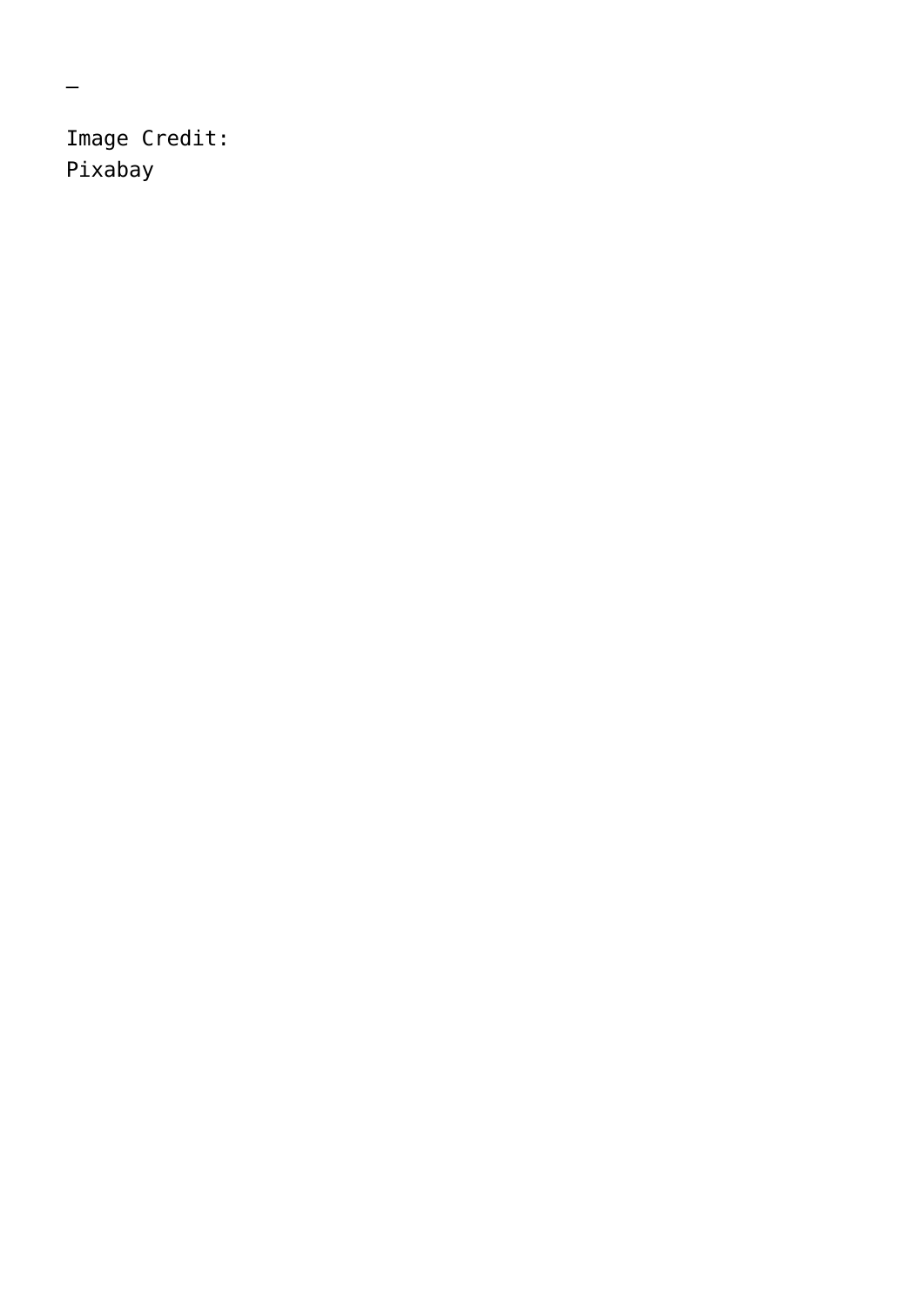–

Image Credit:
Pixabay